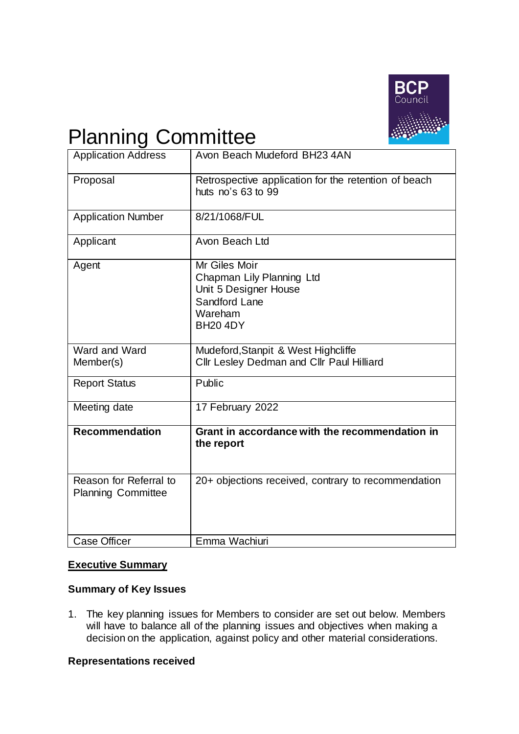# Planning Committee

| Application Address | Avon Beach Mudeford BH23 4AN |
|---|---|
| Proposal | Retrospective application for the retention of beach huts no's 63 to 99 |
| Application Number | 8/21/1068/FUL |
| Applicant | Avon Beach Ltd |
| Agent | Mr Giles Moir<br>Chapman Lily Planning Ltd<br>Unit 5 Designer House<br>Sandford Lane<br>Wareham<br>BH20 4DY |
| Ward and Ward Member(s) | Mudeford,Stanpit & West Highcliffe<br>Cllr Lesley Dedman and Cllr Paul Hilliard |
| Report Status | Public |
| Meeting date | 17 February 2022 |
| **Recommendation** | **Grant in accordance with the recommendation in the report** |
| Reason for Referral to Planning Committee | 20+ objections received, contrary to recommendation |
| Case Officer | Emma Wachiuri |

## Executive Summary

### Summary of Key Issues

1. The key planning issues for Members to consider are set out below. Members will have to balance all of the planning issues and objectives when making a decision on the application, against policy and other material considerations.

### Representations received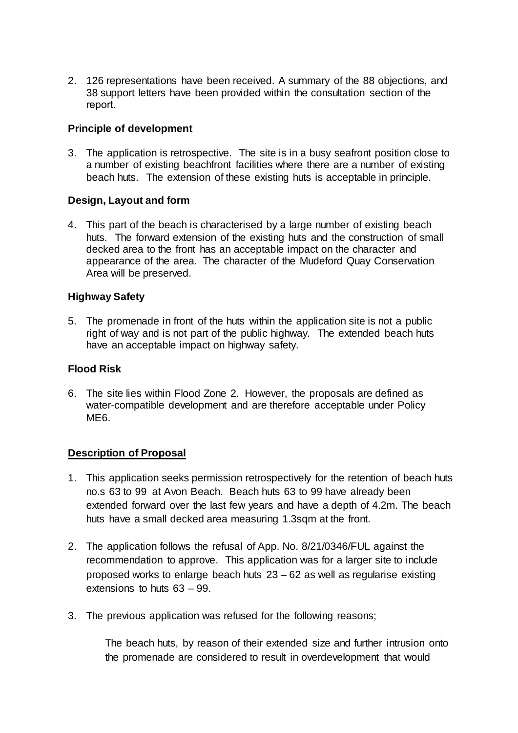2. 126 representations have been received. A summary of the 88 objections, and 38 support letters have been provided within the consultation section of the report.

**Principle of development**

3. The application is retrospective. The site is in a busy seafront position close to a number of existing beachfront facilities where there are a number of existing beach huts. The extension of these existing huts is acceptable in principle.

**Design, Layout and form**

4. This part of the beach is characterised by a large number of existing beach huts. The forward extension of the existing huts and the construction of small decked area to the front has an acceptable impact on the character and appearance of the area. The character of the Mudeford Quay Conservation Area will be preserved.

**Highway Safety**

5. The promenade in front of the huts within the application site is not a public right of way and is not part of the public highway. The extended beach huts have an acceptable impact on highway safety.

**Flood Risk**

6. The site lies within Flood Zone 2. However, the proposals are defined as water-compatible development and are therefore acceptable under Policy ME6.

**Description of Proposal**

1. This application seeks permission retrospectively for the retention of beach huts no.s 63 to 99 at Avon Beach. Beach huts 63 to 99 have already been extended forward over the last few years and have a depth of 4.2m. The beach huts have a small decked area measuring 1.3sqm at the front.

2. The application follows the refusal of App. No. 8/21/0346/FUL against the recommendation to approve. This application was for a larger site to include proposed works to enlarge beach huts 23 – 62 as well as regularise existing extensions to huts 63 – 99.

3. The previous application was refused for the following reasons;

   The beach huts, by reason of their extended size and further intrusion onto the promenade are considered to result in overdevelopment that would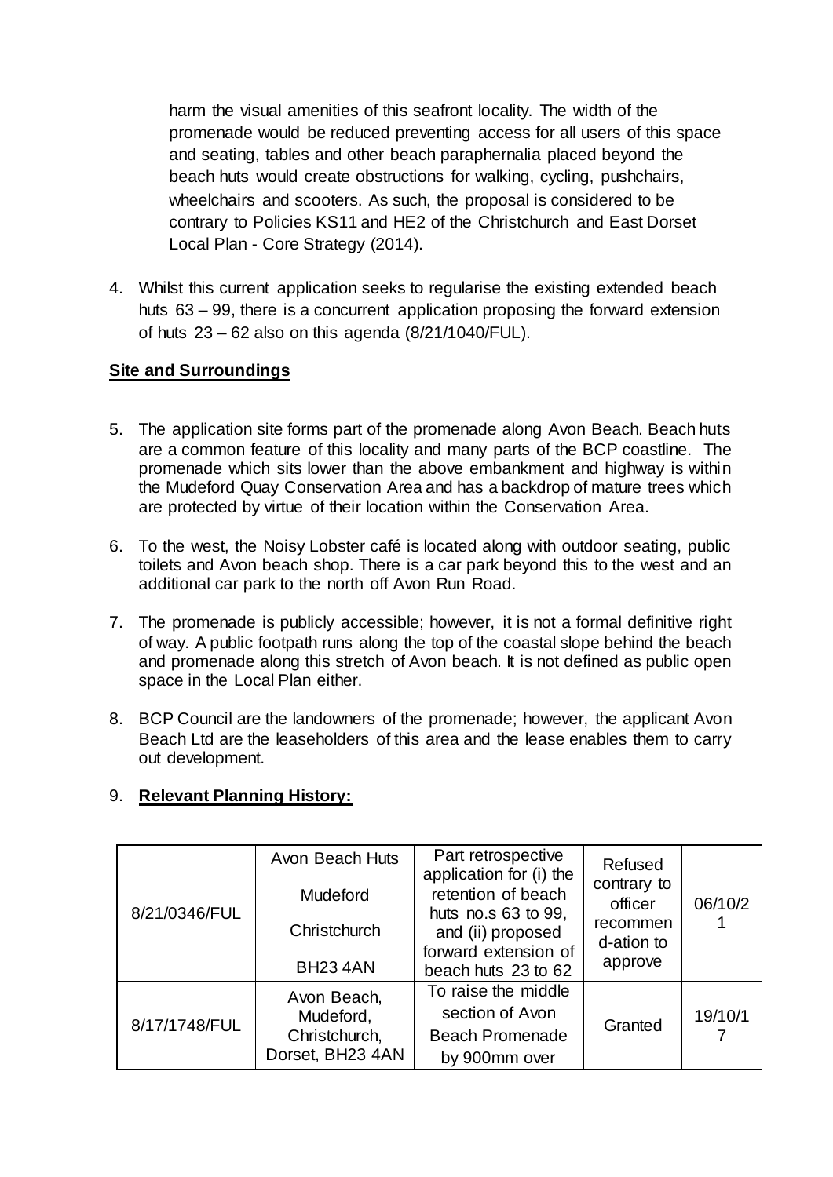harm the visual amenities of this seafront locality. The width of the promenade would be reduced preventing access for all users of this space and seating, tables and other beach paraphernalia placed beyond the beach huts would create obstructions for walking, cycling, pushchairs, wheelchairs and scooters. As such, the proposal is considered to be contrary to Policies KS11 and HE2 of the Christchurch and East Dorset Local Plan - Core Strategy (2014).

4. Whilst this current application seeks to regularise the existing extended beach huts 63 – 99, there is a concurrent application proposing the forward extension of huts 23 – 62 also on this agenda (8/21/1040/FUL).

## Site and Surroundings

5. The application site forms part of the promenade along Avon Beach. Beach huts are a common feature of this locality and many parts of the BCP coastline. The promenade which sits lower than the above embankment and highway is within the Mudeford Quay Conservation Area and has a backdrop of mature trees which are protected by virtue of their location within the Conservation Area.

6. To the west, the Noisy Lobster café is located along with outdoor seating, public toilets and Avon beach shop. There is a car park beyond this to the west and an additional car park to the north off Avon Run Road.

7. The promenade is publicly accessible; however, it is not a formal definitive right of way. A public footpath runs along the top of the coastal slope behind the beach and promenade along this stretch of Avon beach. It is not defined as public open space in the Local Plan either.

8. BCP Council are the landowners of the promenade; however, the applicant Avon Beach Ltd are the leaseholders of this area and the lease enables them to carry out development.

9. **Relevant Planning History:**

| | | | | |
|---|---|---|---|---|
| 8/21/0346/FUL | Avon Beach Huts<br>Mudeford<br>Christchurch<br>BH23 4AN | Part retrospective application for (i) the retention of beach huts no.s 63 to 99, and (ii) proposed forward extension of beach huts 23 to 62 | Refused contrary to officer recommendation to approve | 06/10/21 |
| 8/17/1748/FUL | Avon Beach, Mudeford, Christchurch, Dorset, BH23 4AN | To raise the middle section of Avon Beach Promenade by 900mm over | Granted | 19/10/17 |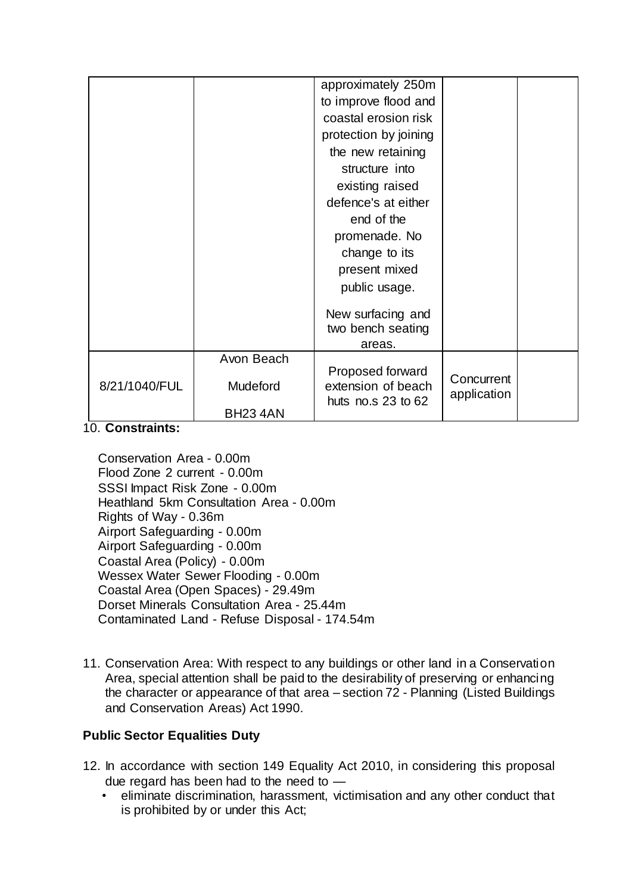| | | approximately 250m to improve flood and coastal erosion risk protection by joining the new retaining structure into existing raised defence's at either end of the promenade. No change to its present mixed public usage.<br><br>New surfacing and two bench seating areas. | | |
|---|---|---|---|---|
| 8/21/1040/FUL | Avon Beach<br><br>Mudeford<br><br>BH23 4AN | Proposed forward extension of beach huts no.s 23 to 62 | Concurrent application | |

10. **Constraints:**

Conservation Area - 0.00m
Flood Zone 2 current - 0.00m
SSSI Impact Risk Zone - 0.00m
Heathland 5km Consultation Area - 0.00m
Rights of Way - 0.36m
Airport Safeguarding - 0.00m
Airport Safeguarding - 0.00m
Coastal Area (Policy) - 0.00m
Wessex Water Sewer Flooding - 0.00m
Coastal Area (Open Spaces) - 29.49m
Dorset Minerals Consultation Area - 25.44m
Contaminated Land - Refuse Disposal - 174.54m

11. Conservation Area: With respect to any buildings or other land in a Conservation Area, special attention shall be paid to the desirability of preserving or enhancing the character or appearance of that area – section 72 - Planning (Listed Buildings and Conservation Areas) Act 1990.

**Public Sector Equalities Duty**

12. In accordance with section 149 Equality Act 2010, in considering this proposal due regard has been had to the need to —
    - eliminate discrimination, harassment, victimisation and any other conduct that is prohibited by or under this Act;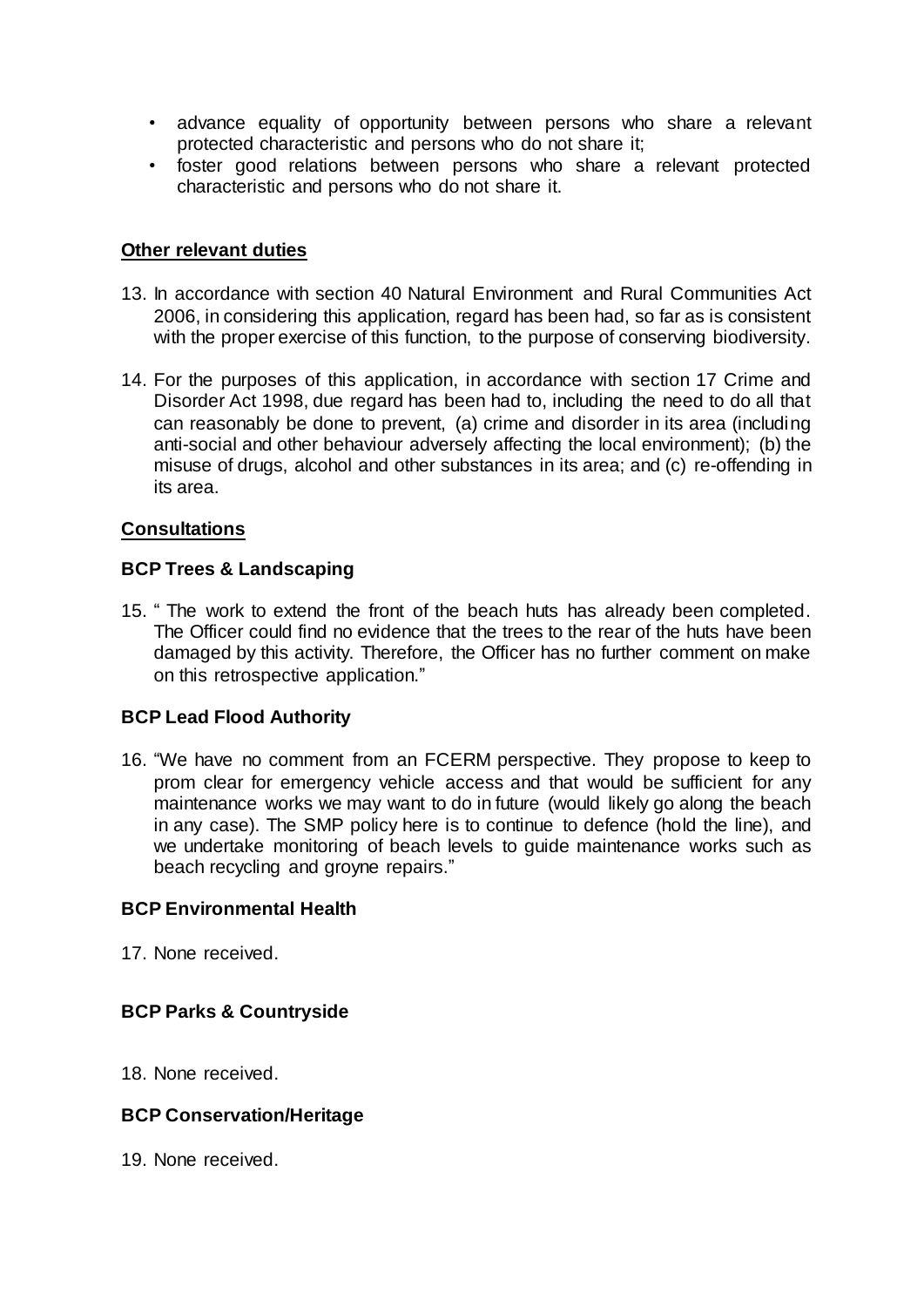- advance equality of opportunity between persons who share a relevant protected characteristic and persons who do not share it;
- foster good relations between persons who share a relevant protected characteristic and persons who do not share it.

## Other relevant duties

13. In accordance with section 40 Natural Environment and Rural Communities Act 2006, in considering this application, regard has been had, so far as is consistent with the proper exercise of this function, to the purpose of conserving biodiversity.

14. For the purposes of this application, in accordance with section 17 Crime and Disorder Act 1998, due regard has been had to, including the need to do all that can reasonably be done to prevent, (a) crime and disorder in its area (including anti-social and other behaviour adversely affecting the local environment); (b) the misuse of drugs, alcohol and other substances in its area; and (c) re-offending in its area.

## Consultations

### BCP Trees & Landscaping

15. " The work to extend the front of the beach huts has already been completed. The Officer could find no evidence that the trees to the rear of the huts have been damaged by this activity. Therefore, the Officer has no further comment on make on this retrospective application."

### BCP Lead Flood Authority

16. "We have no comment from an FCERM perspective. They propose to keep to prom clear for emergency vehicle access and that would be sufficient for any maintenance works we may want to do in future (would likely go along the beach in any case). The SMP policy here is to continue to defence (hold the line), and we undertake monitoring of beach levels to guide maintenance works such as beach recycling and groyne repairs."

### BCP Environmental Health

17. None received.

### BCP Parks & Countryside

18. None received.

### BCP Conservation/Heritage

19. None received.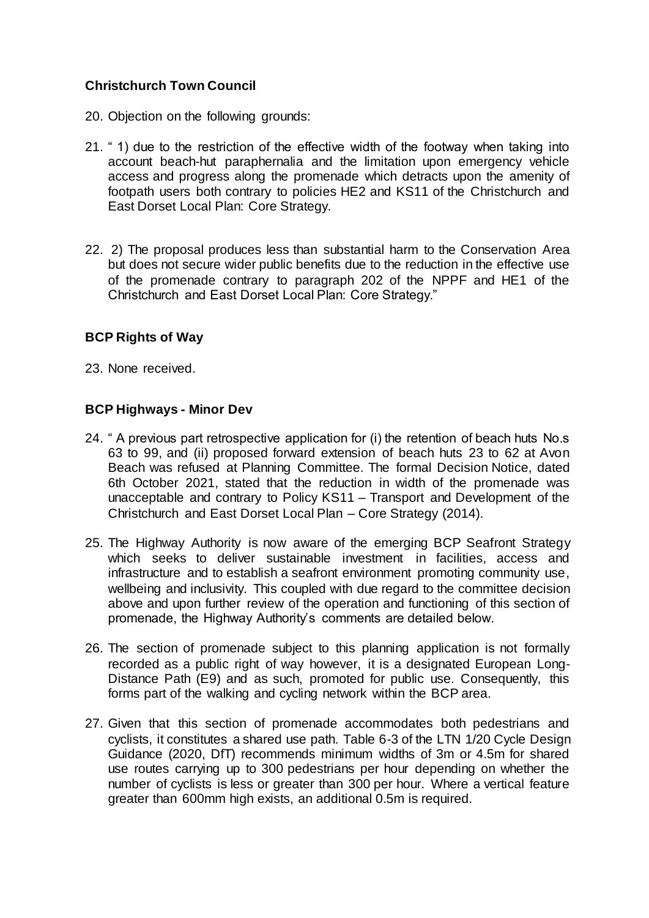**Christchurch Town Council**

20. Objection on the following grounds:

21. " 1) due to the restriction of the effective width of the footway when taking into account beach-hut paraphernalia and the limitation upon emergency vehicle access and progress along the promenade which detracts upon the amenity of footpath users both contrary to policies HE2 and KS11 of the Christchurch and East Dorset Local Plan: Core Strategy.

22. 2) The proposal produces less than substantial harm to the Conservation Area but does not secure wider public benefits due to the reduction in the effective use of the promenade contrary to paragraph 202 of the NPPF and HE1 of the Christchurch and East Dorset Local Plan: Core Strategy."

**BCP Rights of Way**

23. None received.

**BCP Highways - Minor Dev**

24. " A previous part retrospective application for (i) the retention of beach huts No.s 63 to 99, and (ii) proposed forward extension of beach huts 23 to 62 at Avon Beach was refused at Planning Committee. The formal Decision Notice, dated 6th October 2021, stated that the reduction in width of the promenade was unacceptable and contrary to Policy KS11 – Transport and Development of the Christchurch and East Dorset Local Plan – Core Strategy (2014).

25. The Highway Authority is now aware of the emerging BCP Seafront Strategy which seeks to deliver sustainable investment in facilities, access and infrastructure and to establish a seafront environment promoting community use, wellbeing and inclusivity. This coupled with due regard to the committee decision above and upon further review of the operation and functioning of this section of promenade, the Highway Authority's comments are detailed below.

26. The section of promenade subject to this planning application is not formally recorded as a public right of way however, it is a designated European Long-Distance Path (E9) and as such, promoted for public use. Consequently, this forms part of the walking and cycling network within the BCP area.

27. Given that this section of promenade accommodates both pedestrians and cyclists, it constitutes a shared use path. Table 6-3 of the LTN 1/20 Cycle Design Guidance (2020, DfT) recommends minimum widths of 3m or 4.5m for shared use routes carrying up to 300 pedestrians per hour depending on whether the number of cyclists is less or greater than 300 per hour. Where a vertical feature greater than 600mm high exists, an additional 0.5m is required.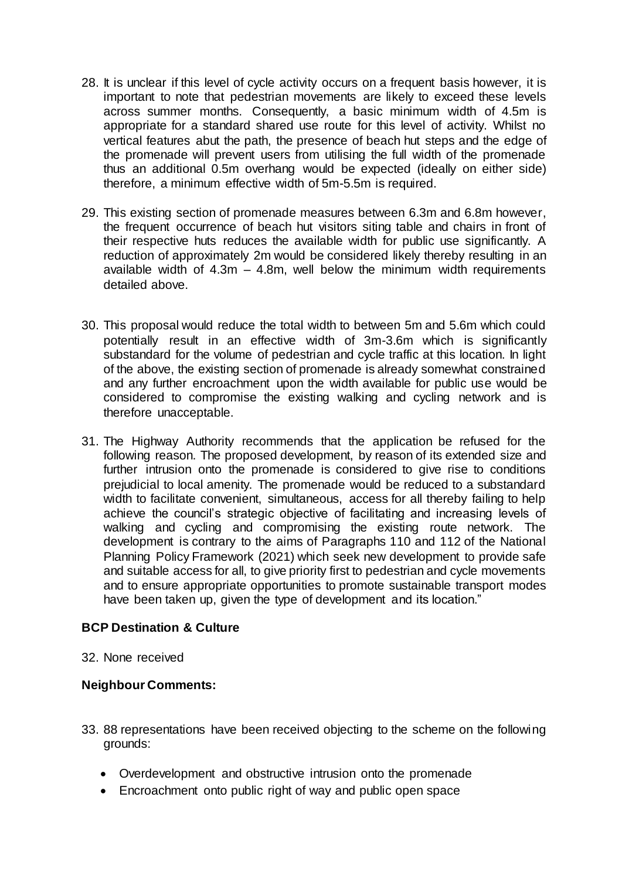28. It is unclear if this level of cycle activity occurs on a frequent basis however, it is important to note that pedestrian movements are likely to exceed these levels across summer months. Consequently, a basic minimum width of 4.5m is appropriate for a standard shared use route for this level of activity. Whilst no vertical features abut the path, the presence of beach hut steps and the edge of the promenade will prevent users from utilising the full width of the promenade thus an additional 0.5m overhang would be expected (ideally on either side) therefore, a minimum effective width of 5m-5.5m is required.

29. This existing section of promenade measures between 6.3m and 6.8m however, the frequent occurrence of beach hut visitors siting table and chairs in front of their respective huts reduces the available width for public use significantly. A reduction of approximately 2m would be considered likely thereby resulting in an available width of 4.3m – 4.8m, well below the minimum width requirements detailed above.

30. This proposal would reduce the total width to between 5m and 5.6m which could potentially result in an effective width of 3m-3.6m which is significantly substandard for the volume of pedestrian and cycle traffic at this location. In light of the above, the existing section of promenade is already somewhat constrained and any further encroachment upon the width available for public use would be considered to compromise the existing walking and cycling network and is therefore unacceptable.

31. The Highway Authority recommends that the application be refused for the following reason. The proposed development, by reason of its extended size and further intrusion onto the promenade is considered to give rise to conditions prejudicial to local amenity. The promenade would be reduced to a substandard width to facilitate convenient, simultaneous, access for all thereby failing to help achieve the council's strategic objective of facilitating and increasing levels of walking and cycling and compromising the existing route network. The development is contrary to the aims of Paragraphs 110 and 112 of the National Planning Policy Framework (2021) which seek new development to provide safe and suitable access for all, to give priority first to pedestrian and cycle movements and to ensure appropriate opportunities to promote sustainable transport modes have been taken up, given the type of development and its location."

**BCP Destination & Culture**

32. None received

**Neighbour Comments:**

33. 88 representations have been received objecting to the scheme on the following grounds:

- Overdevelopment and obstructive intrusion onto the promenade
- Encroachment onto public right of way and public open space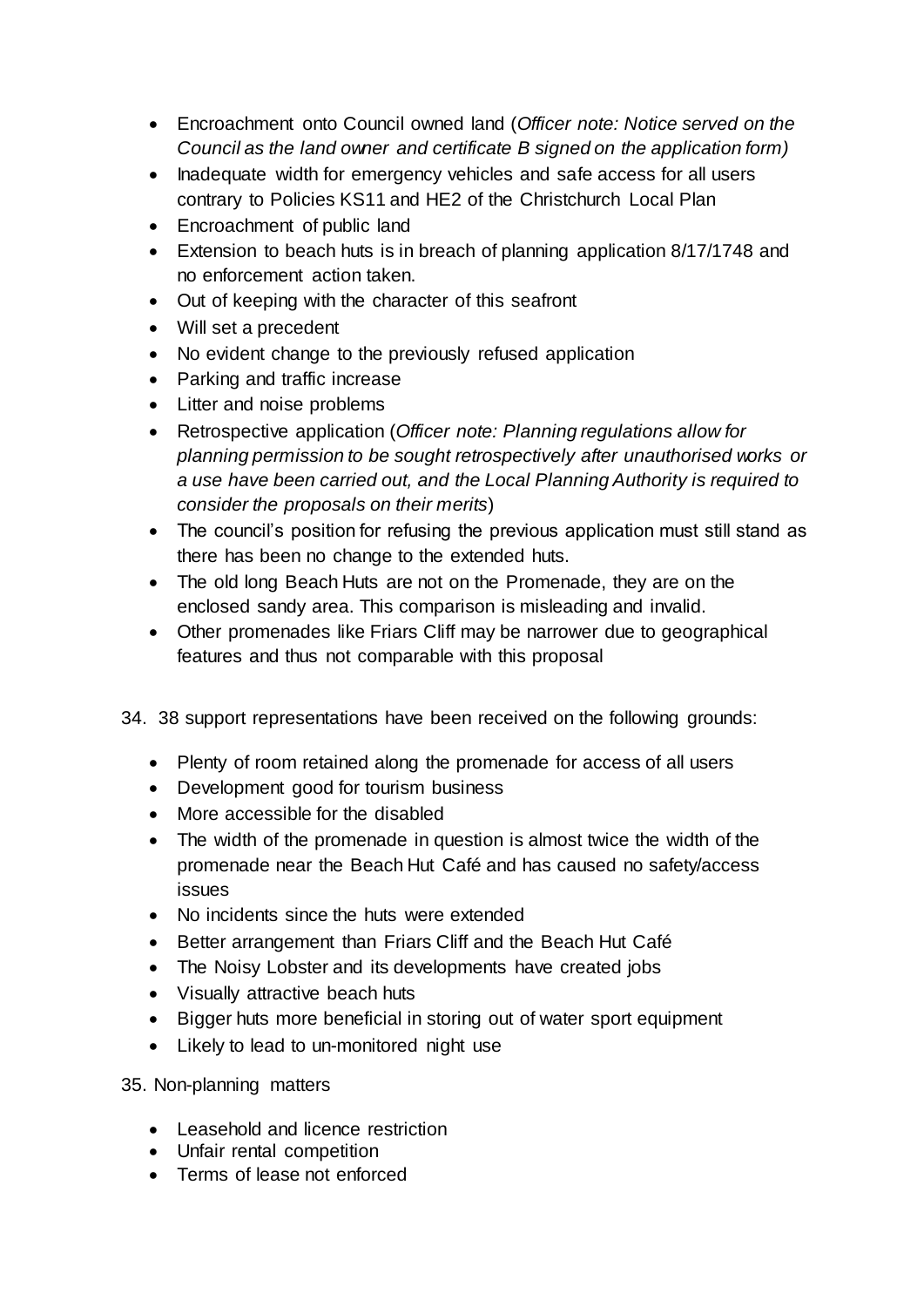- Encroachment onto Council owned land (*Officer note: Notice served on the Council as the land owner and certificate B signed on the application form)*
- Inadequate width for emergency vehicles and safe access for all users contrary to Policies KS11 and HE2 of the Christchurch Local Plan
- Encroachment of public land
- Extension to beach huts is in breach of planning application 8/17/1748 and no enforcement action taken.
- Out of keeping with the character of this seafront
- Will set a precedent
- No evident change to the previously refused application
- Parking and traffic increase
- Litter and noise problems
- Retrospective application (*Officer note: Planning regulations allow for planning permission to be sought retrospectively after unauthorised works or a use have been carried out, and the Local Planning Authority is required to consider the proposals on their merits*)
- The council's position for refusing the previous application must still stand as there has been no change to the extended huts.
- The old long Beach Huts are not on the Promenade, they are on the enclosed sandy area. This comparison is misleading and invalid.
- Other promenades like Friars Cliff may be narrower due to geographical features and thus not comparable with this proposal

34. 38 support representations have been received on the following grounds:

- Plenty of room retained along the promenade for access of all users
- Development good for tourism business
- More accessible for the disabled
- The width of the promenade in question is almost twice the width of the promenade near the Beach Hut Café and has caused no safety/access issues
- No incidents since the huts were extended
- Better arrangement than Friars Cliff and the Beach Hut Café
- The Noisy Lobster and its developments have created jobs
- Visually attractive beach huts
- Bigger huts more beneficial in storing out of water sport equipment
- Likely to lead to un-monitored night use

35. Non-planning matters

- Leasehold and licence restriction
- Unfair rental competition
- Terms of lease not enforced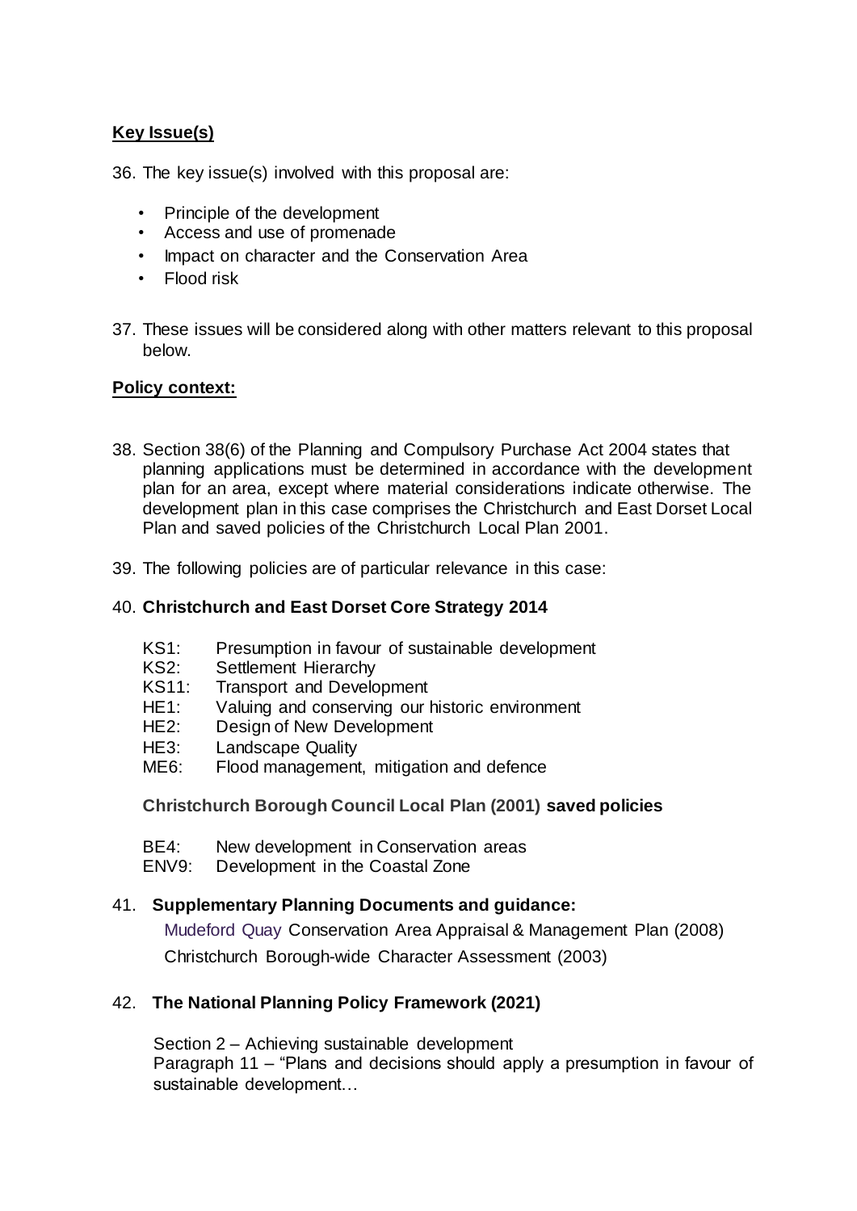## Key Issue(s)

36. The key issue(s) involved with this proposal are:

    - Principle of the development
    - Access and use of promenade
    - Impact on character and the Conservation Area
    - Flood risk

37. These issues will be considered along with other matters relevant to this proposal below.

## Policy context:

38. Section 38(6) of the Planning and Compulsory Purchase Act 2004 states that planning applications must be determined in accordance with the development plan for an area, except where material considerations indicate otherwise. The development plan in this case comprises the Christchurch and East Dorset Local Plan and saved policies of the Christchurch Local Plan 2001.

39. The following policies are of particular relevance in this case:

40. **Christchurch and East Dorset Core Strategy 2014**

    KS1: Presumption in favour of sustainable development
    KS2: Settlement Hierarchy
    KS11: Transport and Development
    HE1: Valuing and conserving our historic environment
    HE2: Design of New Development
    HE3: Landscape Quality
    ME6: Flood management, mitigation and defence

    **Christchurch Borough Council Local Plan (2001) saved policies**

    BE4: New development in Conservation areas
    ENV9: Development in the Coastal Zone

41. **Supplementary Planning Documents and guidance:**

    Mudeford Quay Conservation Area Appraisal & Management Plan (2008)
    Christchurch Borough-wide Character Assessment (2003)

42. **The National Planning Policy Framework (2021)**

    Section 2 – Achieving sustainable development
    Paragraph 11 – "Plans and decisions should apply a presumption in favour of sustainable development…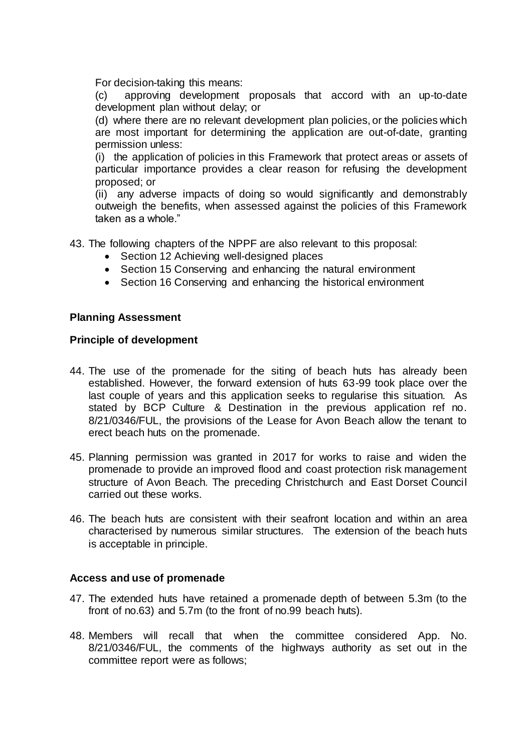For decision-taking this means:

(c) approving development proposals that accord with an up-to-date development plan without delay; or

(d) where there are no relevant development plan policies, or the policies which are most important for determining the application are out-of-date, granting permission unless:

(i) the application of policies in this Framework that protect areas or assets of particular importance provides a clear reason for refusing the development proposed; or

(ii) any adverse impacts of doing so would significantly and demonstrably outweigh the benefits, when assessed against the policies of this Framework taken as a whole."

43. The following chapters of the NPPF are also relevant to this proposal:
    - Section 12 Achieving well-designed places
    - Section 15 Conserving and enhancing the natural environment
    - Section 16 Conserving and enhancing the historical environment

**Planning Assessment**

**Principle of development**

44. The use of the promenade for the siting of beach huts has already been established. However, the forward extension of huts 63-99 took place over the last couple of years and this application seeks to regularise this situation. As stated by BCP Culture & Destination in the previous application ref no. 8/21/0346/FUL, the provisions of the Lease for Avon Beach allow the tenant to erect beach huts on the promenade.

45. Planning permission was granted in 2017 for works to raise and widen the promenade to provide an improved flood and coast protection risk management structure of Avon Beach. The preceding Christchurch and East Dorset Council carried out these works.

46. The beach huts are consistent with their seafront location and within an area characterised by numerous similar structures. The extension of the beach huts is acceptable in principle.

**Access and use of promenade**

47. The extended huts have retained a promenade depth of between 5.3m (to the front of no.63) and 5.7m (to the front of no.99 beach huts).

48. Members will recall that when the committee considered App. No. 8/21/0346/FUL, the comments of the highways authority as set out in the committee report were as follows;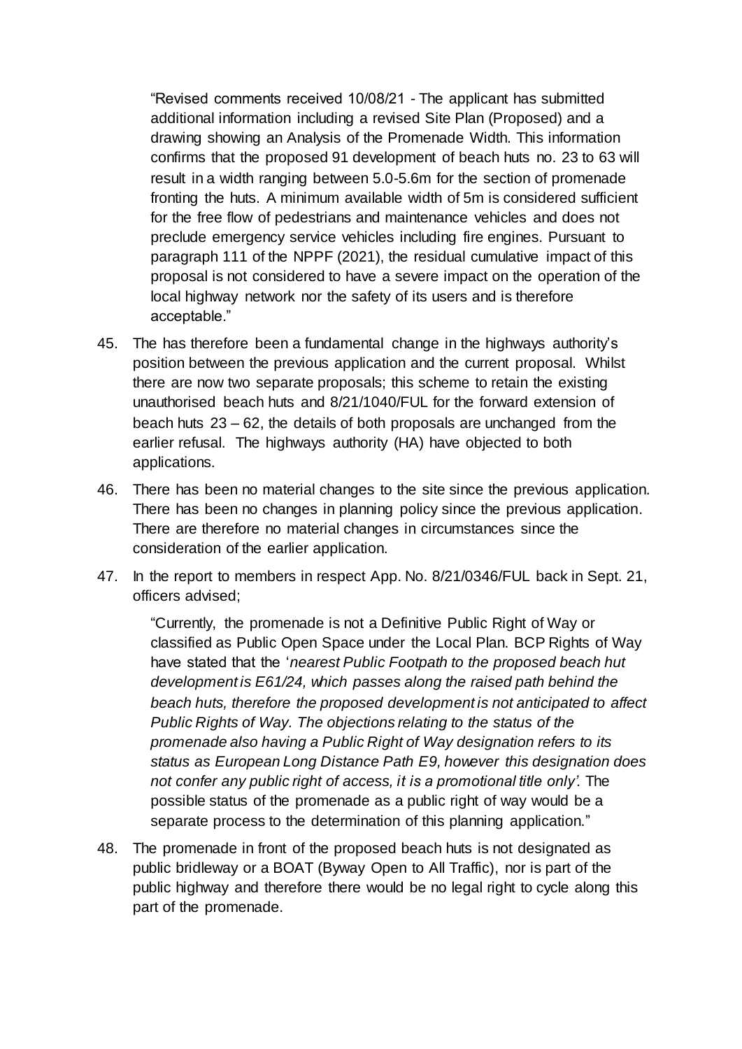> "Revised comments received 10/08/21 - The applicant has submitted additional information including a revised Site Plan (Proposed) and a drawing showing an Analysis of the Promenade Width. This information confirms that the proposed 91 development of beach huts no. 23 to 63 will result in a width ranging between 5.0-5.6m for the section of promenade fronting the huts. A minimum available width of 5m is considered sufficient for the free flow of pedestrians and maintenance vehicles and does not preclude emergency service vehicles including fire engines. Pursuant to paragraph 111 of the NPPF (2021), the residual cumulative impact of this proposal is not considered to have a severe impact on the operation of the local highway network nor the safety of its users and is therefore acceptable."

45. The has therefore been a fundamental change in the highways authority's position between the previous application and the current proposal. Whilst there are now two separate proposals; this scheme to retain the existing unauthorised beach huts and 8/21/1040/FUL for the forward extension of beach huts 23 – 62, the details of both proposals are unchanged from the earlier refusal. The highways authority (HA) have objected to both applications.

46. There has been no material changes to the site since the previous application. There has been no changes in planning policy since the previous application. There are therefore no material changes in circumstances since the consideration of the earlier application.

47. In the report to members in respect App. No. 8/21/0346/FUL back in Sept. 21, officers advised;

> "Currently, the promenade is not a Definitive Public Right of Way or classified as Public Open Space under the Local Plan. BCP Rights of Way have stated that the '*nearest Public Footpath to the proposed beach hut development is E61/24, which passes along the raised path behind the beach huts, therefore the proposed development is not anticipated to affect Public Rights of Way. The objections relating to the status of the promenade also having a Public Right of Way designation refers to its status as European Long Distance Path E9, however this designation does not confer any public right of access, it is a promotional title only'.* The possible status of the promenade as a public right of way would be a separate process to the determination of this planning application."

48. The promenade in front of the proposed beach huts is not designated as public bridleway or a BOAT (Byway Open to All Traffic), nor is part of the public highway and therefore there would be no legal right to cycle along this part of the promenade.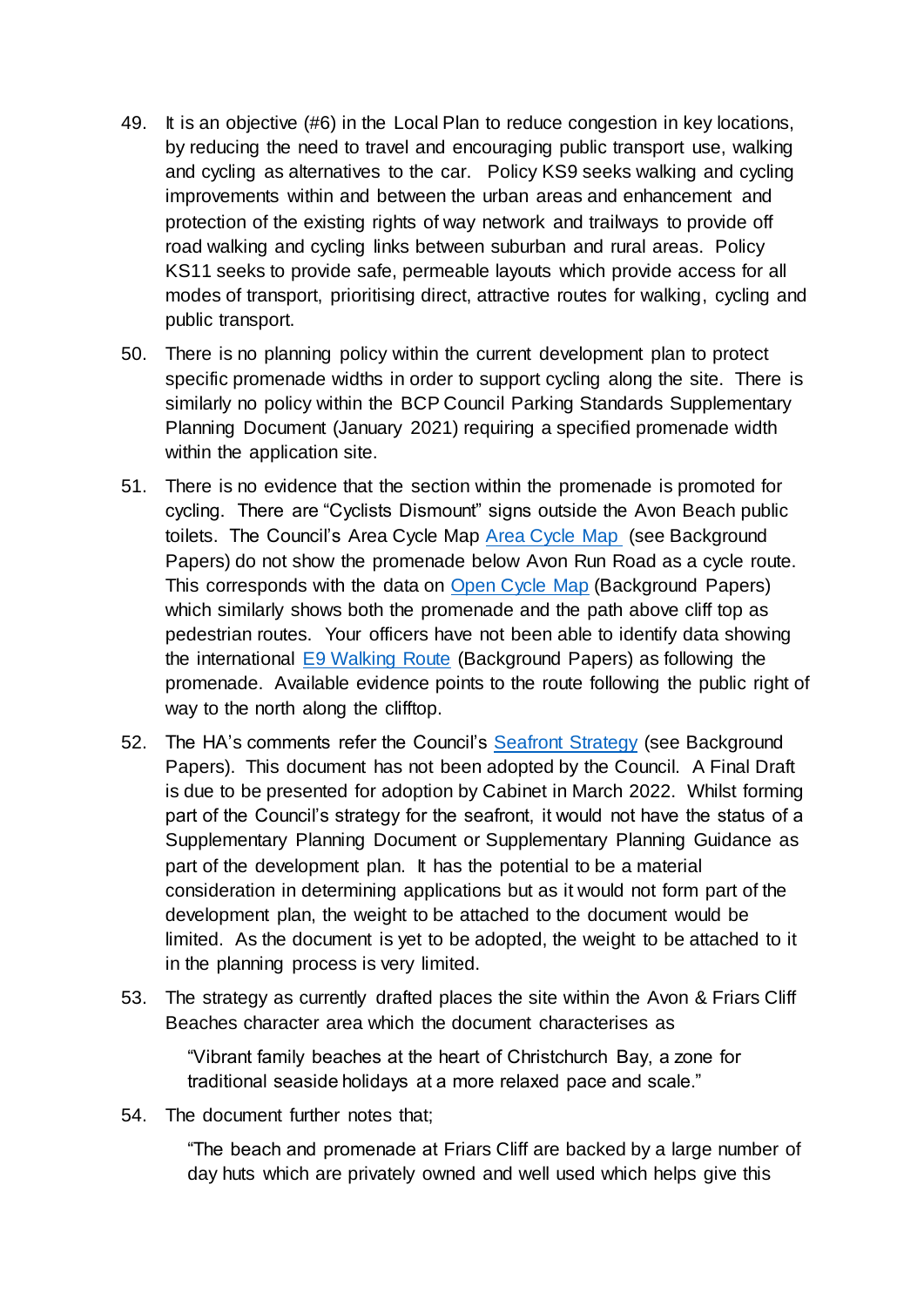49. It is an objective (#6) in the Local Plan to reduce congestion in key locations, by reducing the need to travel and encouraging public transport use, walking and cycling as alternatives to the car. Policy KS9 seeks walking and cycling improvements within and between the urban areas and enhancement and protection of the existing rights of way network and trailways to provide off road walking and cycling links between suburban and rural areas. Policy KS11 seeks to provide safe, permeable layouts which provide access for all modes of transport, prioritising direct, attractive routes for walking, cycling and public transport.

50. There is no planning policy within the current development plan to protect specific promenade widths in order to support cycling along the site. There is similarly no policy within the BCP Council Parking Standards Supplementary Planning Document (January 2021) requiring a specified promenade width within the application site.

51. There is no evidence that the section within the promenade is promoted for cycling. There are "Cyclists Dismount" signs outside the Avon Beach public toilets. The Council's Area Cycle Map Area Cycle Map (see Background Papers) do not show the promenade below Avon Run Road as a cycle route. This corresponds with the data on Open Cycle Map (Background Papers) which similarly shows both the promenade and the path above cliff top as pedestrian routes. Your officers have not been able to identify data showing the international E9 Walking Route (Background Papers) as following the promenade. Available evidence points to the route following the public right of way to the north along the clifftop.

52. The HA's comments refer the Council's Seafront Strategy (see Background Papers). This document has not been adopted by the Council. A Final Draft is due to be presented for adoption by Cabinet in March 2022. Whilst forming part of the Council's strategy for the seafront, it would not have the status of a Supplementary Planning Document or Supplementary Planning Guidance as part of the development plan. It has the potential to be a material consideration in determining applications but as it would not form part of the development plan, the weight to be attached to the document would be limited. As the document is yet to be adopted, the weight to be attached to it in the planning process is very limited.

53. The strategy as currently drafted places the site within the Avon & Friars Cliff Beaches character area which the document characterises as

   > "Vibrant family beaches at the heart of Christchurch Bay, a zone for traditional seaside holidays at a more relaxed pace and scale."

54. The document further notes that;

   > "The beach and promenade at Friars Cliff are backed by a large number of day huts which are privately owned and well used which helps give this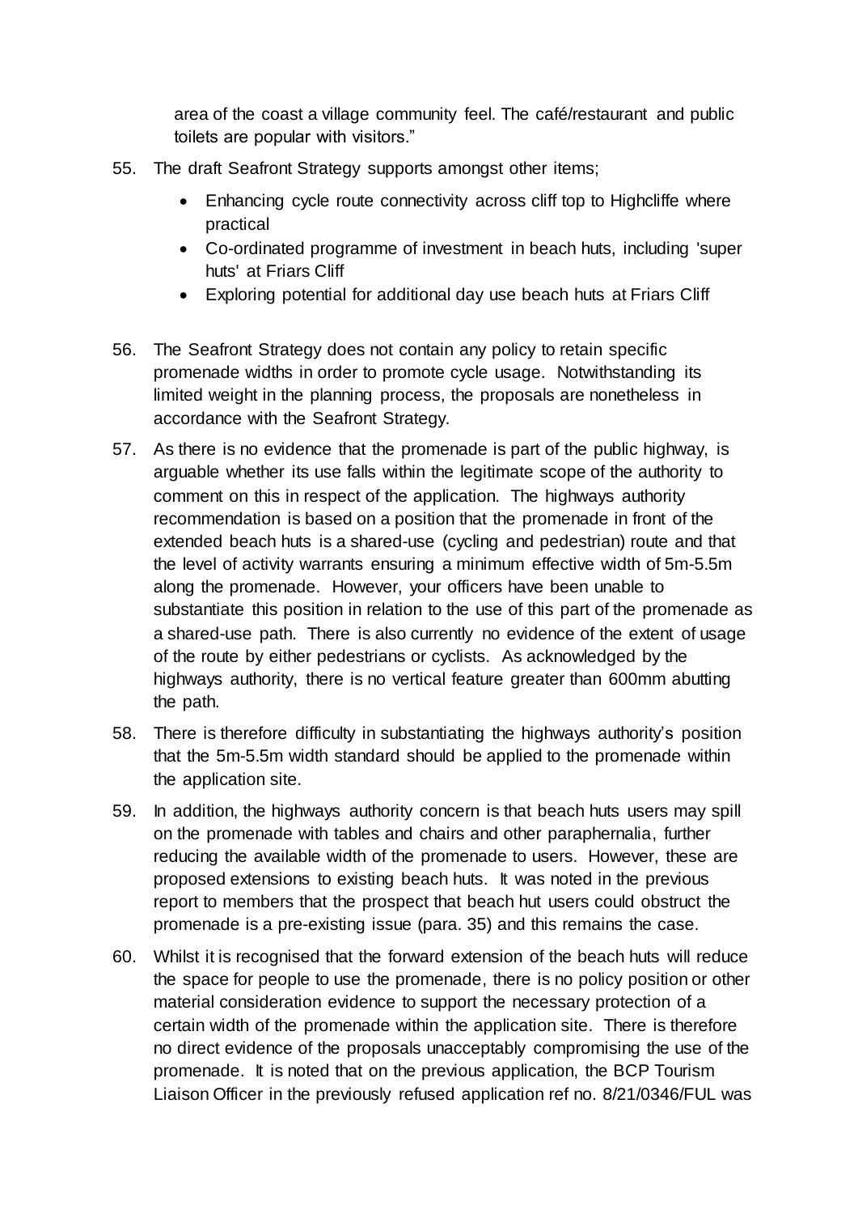area of the coast a village community feel. The café/restaurant and public toilets are popular with visitors."

55. The draft Seafront Strategy supports amongst other items;

    - Enhancing cycle route connectivity across cliff top to Highcliffe where practical
    - Co-ordinated programme of investment in beach huts, including 'super huts' at Friars Cliff
    - Exploring potential for additional day use beach huts at Friars Cliff

56. The Seafront Strategy does not contain any policy to retain specific promenade widths in order to promote cycle usage. Notwithstanding its limited weight in the planning process, the proposals are nonetheless in accordance with the Seafront Strategy.

57. As there is no evidence that the promenade is part of the public highway, is arguable whether its use falls within the legitimate scope of the authority to comment on this in respect of the application. The highways authority recommendation is based on a position that the promenade in front of the extended beach huts is a shared-use (cycling and pedestrian) route and that the level of activity warrants ensuring a minimum effective width of 5m-5.5m along the promenade. However, your officers have been unable to substantiate this position in relation to the use of this part of the promenade as a shared-use path. There is also currently no evidence of the extent of usage of the route by either pedestrians or cyclists. As acknowledged by the highways authority, there is no vertical feature greater than 600mm abutting the path.

58. There is therefore difficulty in substantiating the highways authority's position that the 5m-5.5m width standard should be applied to the promenade within the application site.

59. In addition, the highways authority concern is that beach huts users may spill on the promenade with tables and chairs and other paraphernalia, further reducing the available width of the promenade to users. However, these are proposed extensions to existing beach huts. It was noted in the previous report to members that the prospect that beach hut users could obstruct the promenade is a pre-existing issue (para. 35) and this remains the case.

60. Whilst it is recognised that the forward extension of the beach huts will reduce the space for people to use the promenade, there is no policy position or other material consideration evidence to support the necessary protection of a certain width of the promenade within the application site. There is therefore no direct evidence of the proposals unacceptably compromising the use of the promenade. It is noted that on the previous application, the BCP Tourism Liaison Officer in the previously refused application ref no. 8/21/0346/FUL was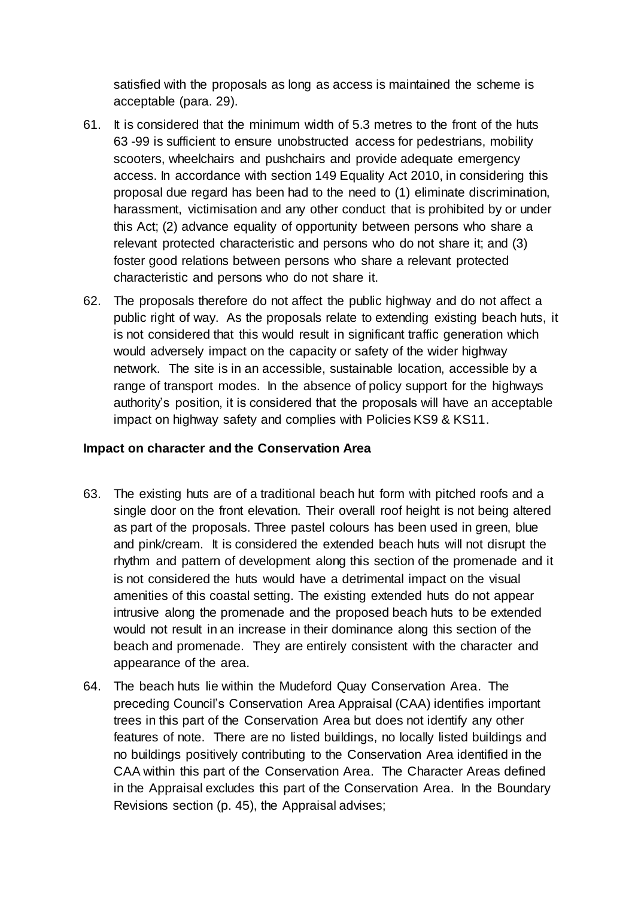satisfied with the proposals as long as access is maintained the scheme is acceptable (para. 29).

61. It is considered that the minimum width of 5.3 metres to the front of the huts 63 -99 is sufficient to ensure unobstructed access for pedestrians, mobility scooters, wheelchairs and pushchairs and provide adequate emergency access. In accordance with section 149 Equality Act 2010, in considering this proposal due regard has been had to the need to (1) eliminate discrimination, harassment, victimisation and any other conduct that is prohibited by or under this Act; (2) advance equality of opportunity between persons who share a relevant protected characteristic and persons who do not share it; and (3) foster good relations between persons who share a relevant protected characteristic and persons who do not share it.

62. The proposals therefore do not affect the public highway and do not affect a public right of way. As the proposals relate to extending existing beach huts, it is not considered that this would result in significant traffic generation which would adversely impact on the capacity or safety of the wider highway network. The site is in an accessible, sustainable location, accessible by a range of transport modes. In the absence of policy support for the highways authority's position, it is considered that the proposals will have an acceptable impact on highway safety and complies with Policies KS9 & KS11.

**Impact on character and the Conservation Area**

63. The existing huts are of a traditional beach hut form with pitched roofs and a single door on the front elevation. Their overall roof height is not being altered as part of the proposals. Three pastel colours has been used in green, blue and pink/cream. It is considered the extended beach huts will not disrupt the rhythm and pattern of development along this section of the promenade and it is not considered the huts would have a detrimental impact on the visual amenities of this coastal setting. The existing extended huts do not appear intrusive along the promenade and the proposed beach huts to be extended would not result in an increase in their dominance along this section of the beach and promenade. They are entirely consistent with the character and appearance of the area.

64. The beach huts lie within the Mudeford Quay Conservation Area. The preceding Council's Conservation Area Appraisal (CAA) identifies important trees in this part of the Conservation Area but does not identify any other features of note. There are no listed buildings, no locally listed buildings and no buildings positively contributing to the Conservation Area identified in the CAA within this part of the Conservation Area. The Character Areas defined in the Appraisal excludes this part of the Conservation Area. In the Boundary Revisions section (p. 45), the Appraisal advises;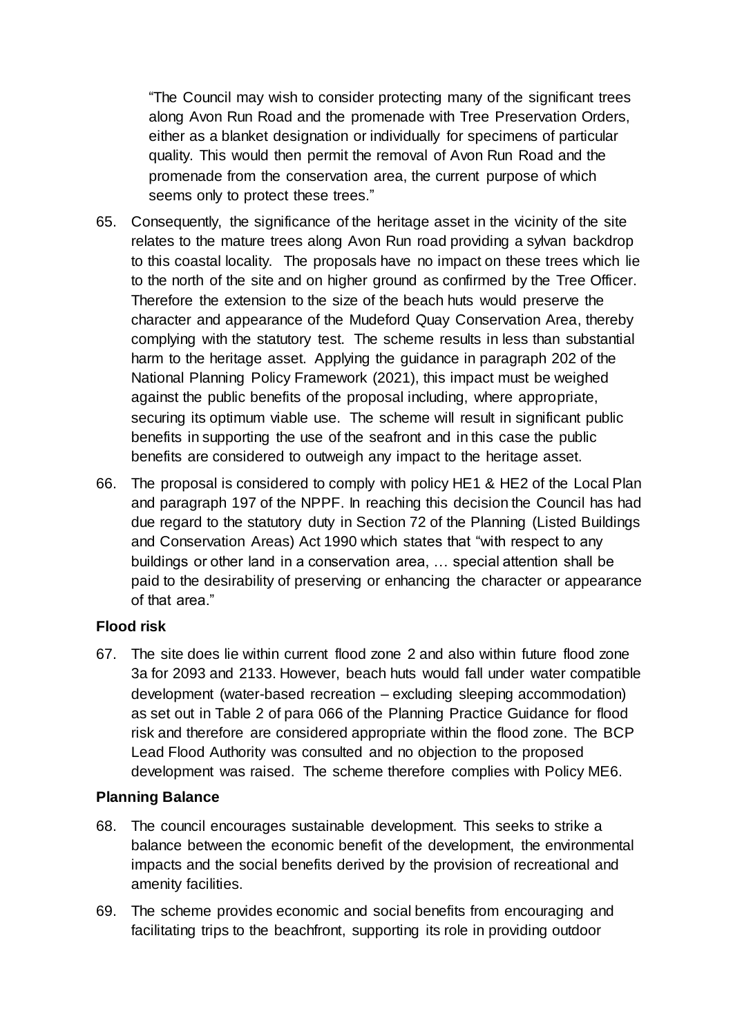> "The Council may wish to consider protecting many of the significant trees along Avon Run Road and the promenade with Tree Preservation Orders, either as a blanket designation or individually for specimens of particular quality. This would then permit the removal of Avon Run Road and the promenade from the conservation area, the current purpose of which seems only to protect these trees."

65. Consequently, the significance of the heritage asset in the vicinity of the site relates to the mature trees along Avon Run road providing a sylvan backdrop to this coastal locality. The proposals have no impact on these trees which lie to the north of the site and on higher ground as confirmed by the Tree Officer. Therefore the extension to the size of the beach huts would preserve the character and appearance of the Mudeford Quay Conservation Area, thereby complying with the statutory test. The scheme results in less than substantial harm to the heritage asset. Applying the guidance in paragraph 202 of the National Planning Policy Framework (2021), this impact must be weighed against the public benefits of the proposal including, where appropriate, securing its optimum viable use. The scheme will result in significant public benefits in supporting the use of the seafront and in this case the public benefits are considered to outweigh any impact to the heritage asset.

66. The proposal is considered to comply with policy HE1 & HE2 of the Local Plan and paragraph 197 of the NPPF. In reaching this decision the Council has had due regard to the statutory duty in Section 72 of the Planning (Listed Buildings and Conservation Areas) Act 1990 which states that "with respect to any buildings or other land in a conservation area, … special attention shall be paid to the desirability of preserving or enhancing the character or appearance of that area."

**Flood risk**

67. The site does lie within current flood zone 2 and also within future flood zone 3a for 2093 and 2133. However, beach huts would fall under water compatible development (water-based recreation – excluding sleeping accommodation) as set out in Table 2 of para 066 of the Planning Practice Guidance for flood risk and therefore are considered appropriate within the flood zone. The BCP Lead Flood Authority was consulted and no objection to the proposed development was raised. The scheme therefore complies with Policy ME6.

**Planning Balance**

68. The council encourages sustainable development. This seeks to strike a balance between the economic benefit of the development, the environmental impacts and the social benefits derived by the provision of recreational and amenity facilities.

69. The scheme provides economic and social benefits from encouraging and facilitating trips to the beachfront, supporting its role in providing outdoor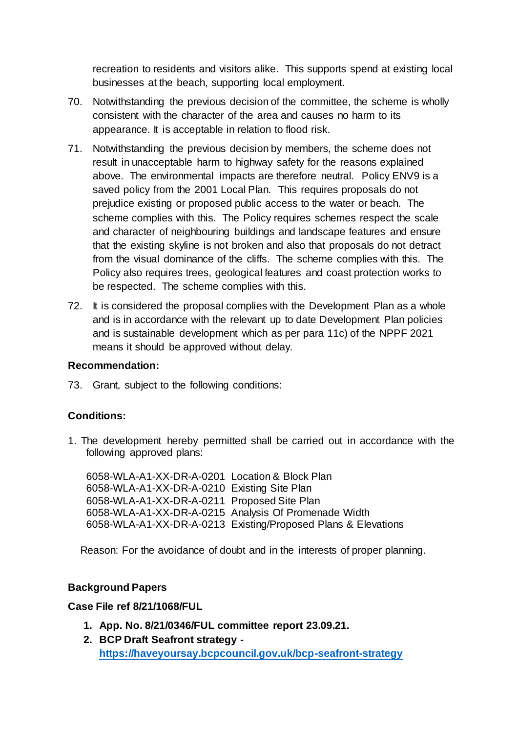recreation to residents and visitors alike. This supports spend at existing local businesses at the beach, supporting local employment.

70. Notwithstanding the previous decision of the committee, the scheme is wholly consistent with the character of the area and causes no harm to its appearance. It is acceptable in relation to flood risk.

71. Notwithstanding the previous decision by members, the scheme does not result in unacceptable harm to highway safety for the reasons explained above. The environmental impacts are therefore neutral. Policy ENV9 is a saved policy from the 2001 Local Plan. This requires proposals do not prejudice existing or proposed public access to the water or beach. The scheme complies with this. The Policy requires schemes respect the scale and character of neighbouring buildings and landscape features and ensure that the existing skyline is not broken and also that proposals do not detract from the visual dominance of the cliffs. The scheme complies with this. The Policy also requires trees, geological features and coast protection works to be respected. The scheme complies with this.

72. It is considered the proposal complies with the Development Plan as a whole and is in accordance with the relevant up to date Development Plan policies and is sustainable development which as per para 11c) of the NPPF 2021 means it should be approved without delay.

**Recommendation:**

73. Grant, subject to the following conditions:

**Conditions:**

1. The development hereby permitted shall be carried out in accordance with the following approved plans:

   6058-WLA-A1-XX-DR-A-0201 Location & Block Plan
   6058-WLA-A1-XX-DR-A-0210 Existing Site Plan
   6058-WLA-A1-XX-DR-A-0211 Proposed Site Plan
   6058-WLA-A1-XX-DR-A-0215 Analysis Of Promenade Width
   6058-WLA-A1-XX-DR-A-0213 Existing/Proposed Plans & Elevations

   Reason: For the avoidance of doubt and in the interests of proper planning.

**Background Papers**

**Case File ref 8/21/1068/FUL**

1. **App. No. 8/21/0346/FUL committee report 23.09.21.**
2. **BCP Draft Seafront strategy - [https://haveyoursay.bcpcouncil.gov.uk/bcp-seafront-strategy](https://haveyoursay.bcpcouncil.gov.uk/bcp-seafront-strategy)**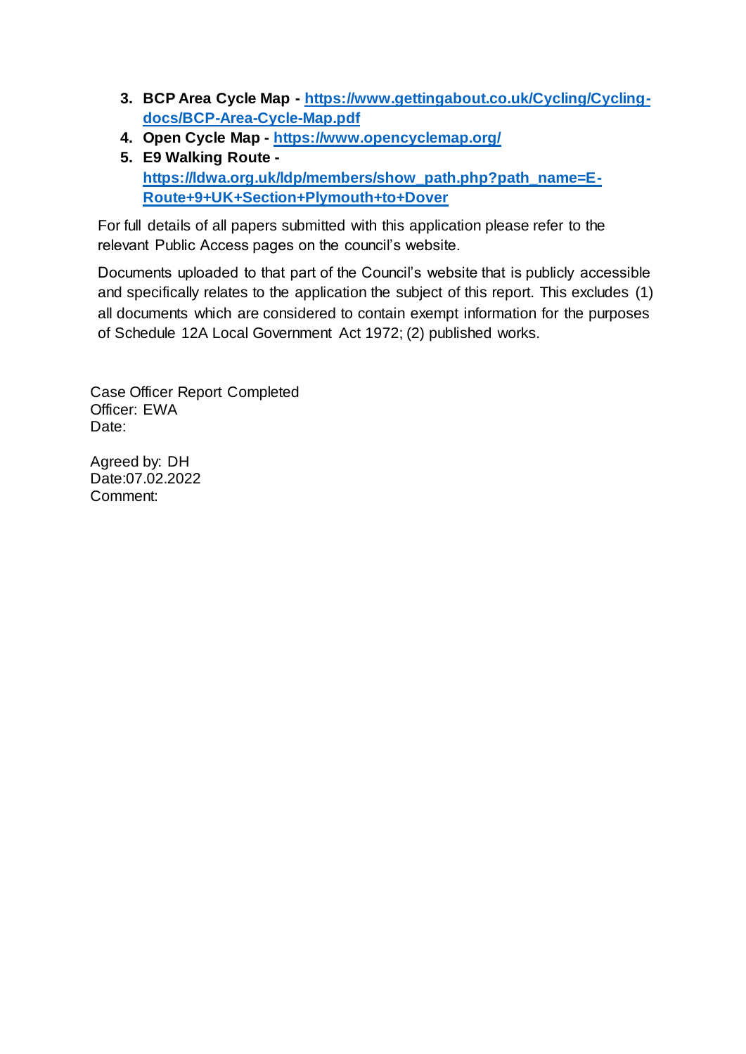3. **BCP Area Cycle Map - [https://www.gettingabout.co.uk/Cycling/Cycling-docs/BCP-Area-Cycle-Map.pdf](https://www.gettingabout.co.uk/Cycling/Cycling-docs/BCP-Area-Cycle-Map.pdf)**
4. **Open Cycle Map - [https://www.opencyclemap.org/](https://www.opencyclemap.org/)**
5. **E9 Walking Route - [https://ldwa.org.uk/ldp/members/show_path.php?path_name=E-Route+9+UK+Section+Plymouth+to+Dover](https://ldwa.org.uk/ldp/members/show_path.php?path_name=E-Route+9+UK+Section+Plymouth+to+Dover)**

For full details of all papers submitted with this application please refer to the relevant Public Access pages on the council's website.

Documents uploaded to that part of the Council's website that is publicly accessible and specifically relates to the application the subject of this report. This excludes (1) all documents which are considered to contain exempt information for the purposes of Schedule 12A Local Government Act 1972; (2) published works.

Case Officer Report Completed
Officer: EWA
Date:

Agreed by: DH
Date:07.02.2022
Comment: